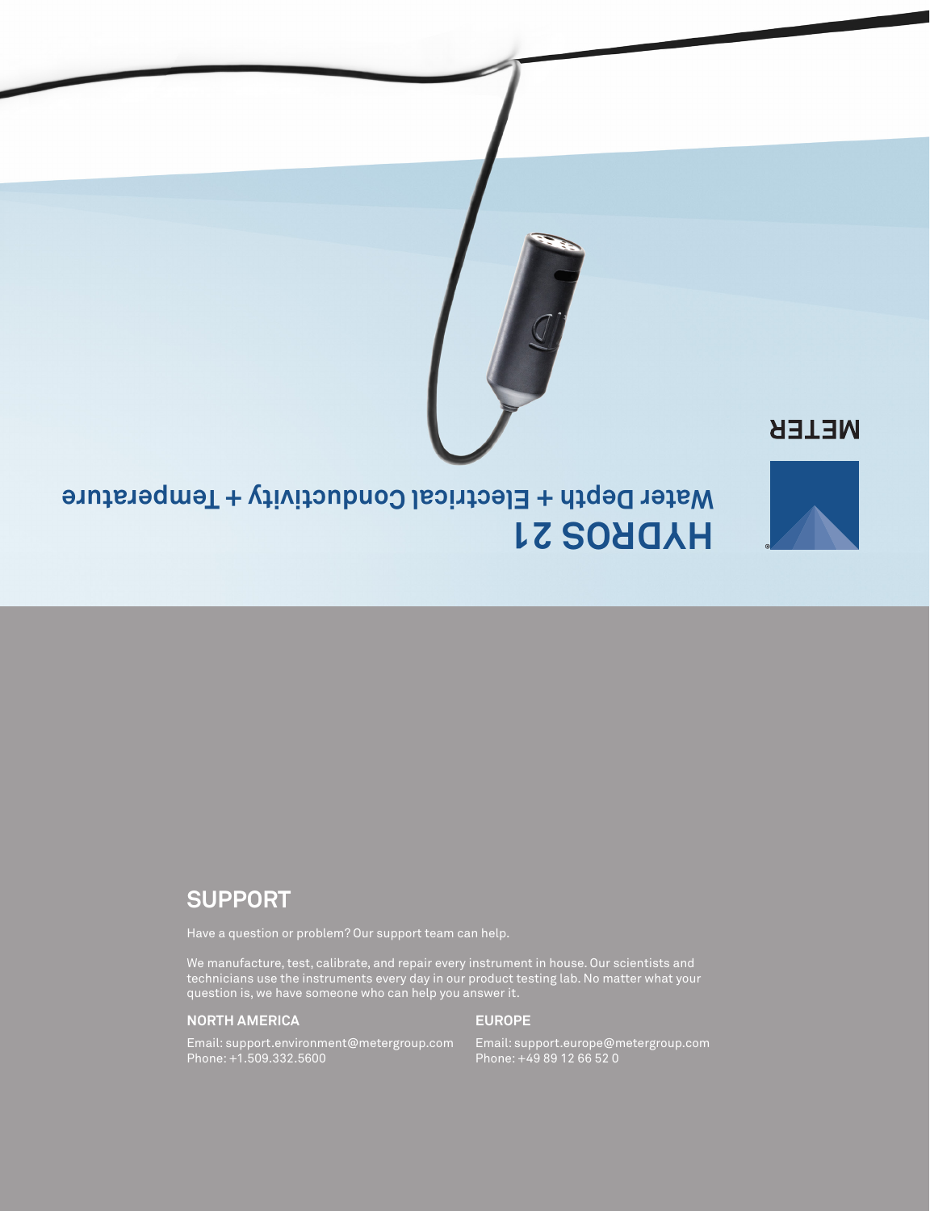# HYDROS 21

Water Depth + Electrical Conductivity + Temperature

METER

## SUPPORT

Have a question or problem? Our support team can help.

We manufacture, test, calibrate, and repair every instrument in house. Our scientists and technicians use the instruments every day in our product testing lab. No matter what your question is, we have someone who can help you answer it.

### NORTH AMERICA

Email: support.environment@metergroup.com
Phone: +1.509.332.5600

### EUROPE

Email: support.europe@metergroup.com
Phone: +49 89 12 66 52 0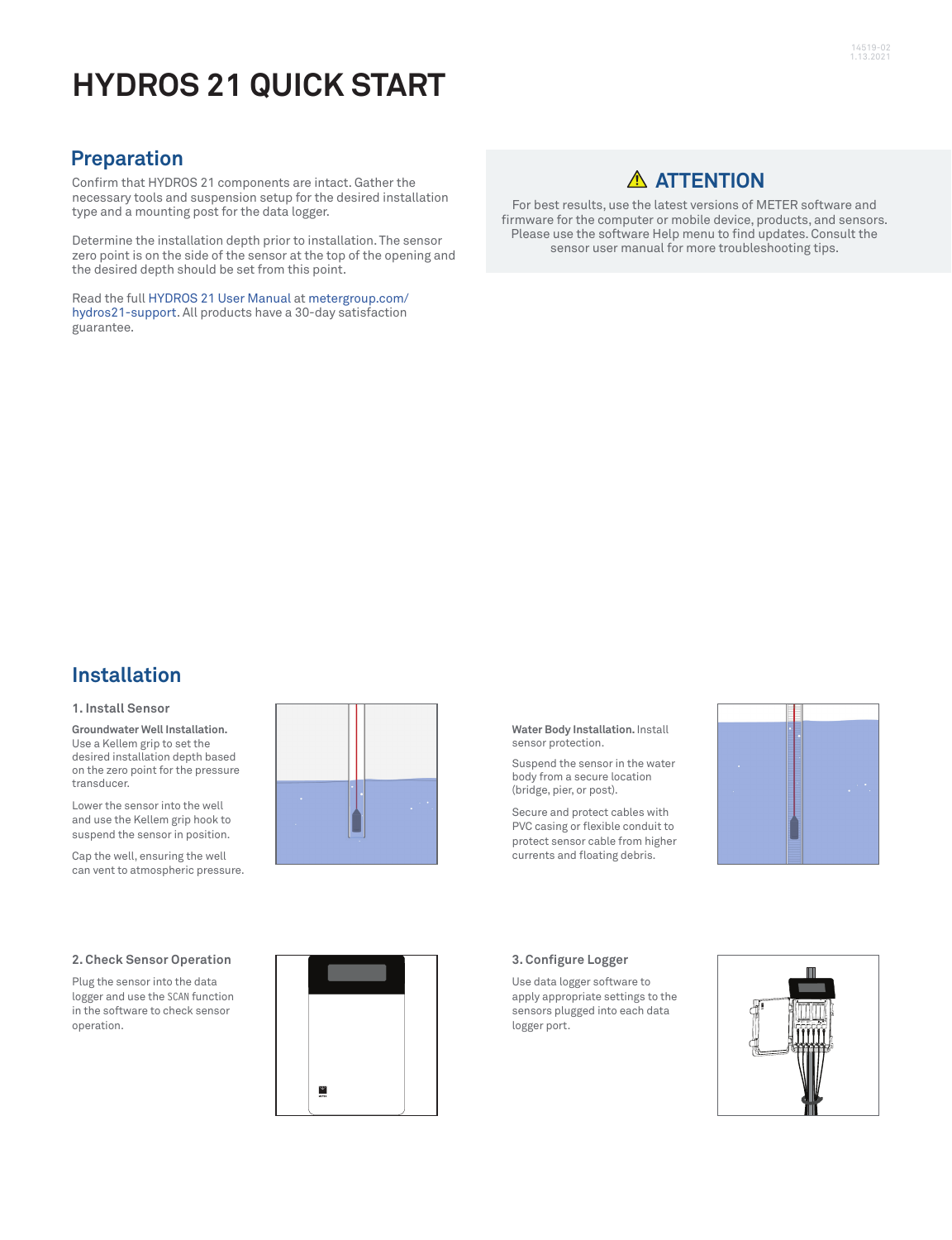# HYDROS 21 QUICK START

## Preparation

Confirm that HYDROS 21 components are intact. Gather the necessary tools and suspension setup for the desired installation type and a mounting post for the data logger.

Determine the installation depth prior to installation. The sensor zero point is on the side of the sensor at the top of the opening and the desired depth should be set from this point.

Read the full HYDROS 21 User Manual at metergroup.com/hydros21-support. All products have a 30-day satisfaction guarantee.

### ⚠ ATTENTION

For best results, use the latest versions of METER software and firmware for the computer or mobile device, products, and sensors. Please use the software Help menu to find updates. Consult the sensor user manual for more troubleshooting tips.

## Installation

### 1. Install Sensor

**Groundwater Well Installation.** Use a Kellem grip to set the desired installation depth based on the zero point for the pressure transducer.

Lower the sensor into the well and use the Kellem grip hook to suspend the sensor in position.

Cap the well, ensuring the well can vent to atmospheric pressure.

**Water Body Installation.** Install sensor protection.

Suspend the sensor in the water body from a secure location (bridge, pier, or post).

Secure and protect cables with PVC casing or flexible conduit to protect sensor cable from higher currents and floating debris.

### 2. Check Sensor Operation

Plug the sensor into the data logger and use the SCAN function in the software to check sensor operation.

### 3. Configure Logger

Use data logger software to apply appropriate settings to the sensors plugged into each data logger port.